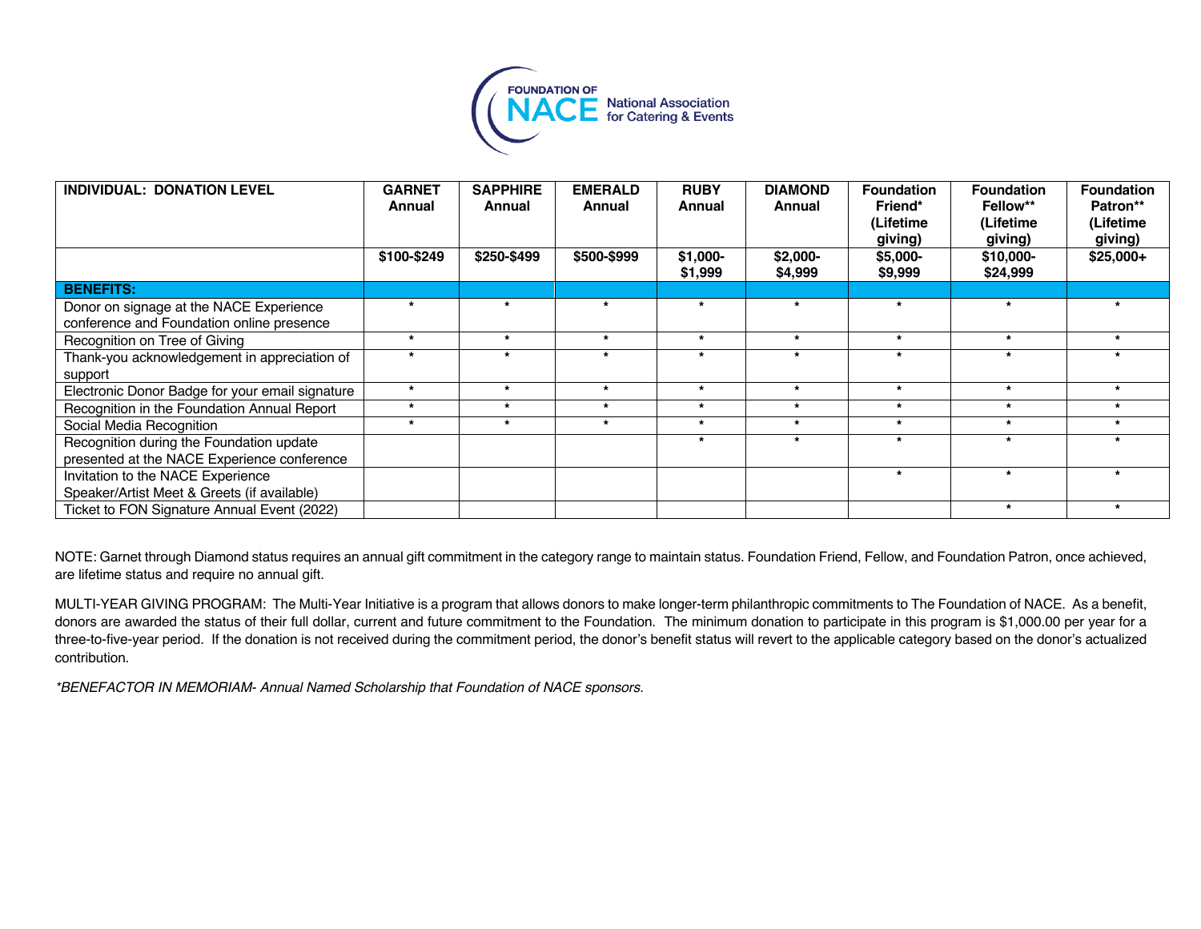FOUNDATION OF NACE National Association for Catering & Events

| INDIVIDUAL: DONATION LEVEL | GARNET Annual | SAPPHIRE Annual | EMERALD Annual | RUBY Annual | DIAMOND Annual | Foundation Friend* (Lifetime giving) | Foundation Fellow** (Lifetime giving) | Foundation Patron** (Lifetime giving) |
|---|---|---|---|---|---|---|---|---|
| | $100-$249 | $250-$499 | $500-$999 | $1,000-$1,999 | $2,000-$4,999 | $5,000-$9,999 | $10,000-$24,999 | $25,000+ |
| **BENEFITS:** | | | | | | | | |
| Donor on signage at the NACE Experience conference and Foundation online presence | * | * | * | * | * | * | * | * |
| Recognition on Tree of Giving | * | * | * | * | * | * | * | * |
| Thank-you acknowledgement in appreciation of support | * | * | * | * | * | * | * | * |
| Electronic Donor Badge for your email signature | * | * | * | * | * | * | * | * |
| Recognition in the Foundation Annual Report | * | * | * | * | * | * | * | * |
| Social Media Recognition | * | * | * | * | * | * | * | * |
| Recognition during the Foundation update presented at the NACE Experience conference | | | | * | * | * | * | * |
| Invitation to the NACE Experience Speaker/Artist Meet & Greets (if available) | | | | | | * | * | * |
| Ticket to FON Signature Annual Event (2022) | | | | | | | * | * |

NOTE: Garnet through Diamond status requires an annual gift commitment in the category range to maintain status. Foundation Friend, Fellow, and Foundation Patron, once achieved, are lifetime status and require no annual gift.

MULTI-YEAR GIVING PROGRAM: The Multi-Year Initiative is a program that allows donors to make longer-term philanthropic commitments to The Foundation of NACE. As a benefit, donors are awarded the status of their full dollar, current and future commitment to the Foundation. The minimum donation to participate in this program is $1,000.00 per year for a three-to-five-year period. If the donation is not received during the commitment period, the donor's benefit status will revert to the applicable category based on the donor's actualized contribution.

*\*BENEFACTOR IN MEMORIAM- Annual Named Scholarship that Foundation of NACE sponsors.*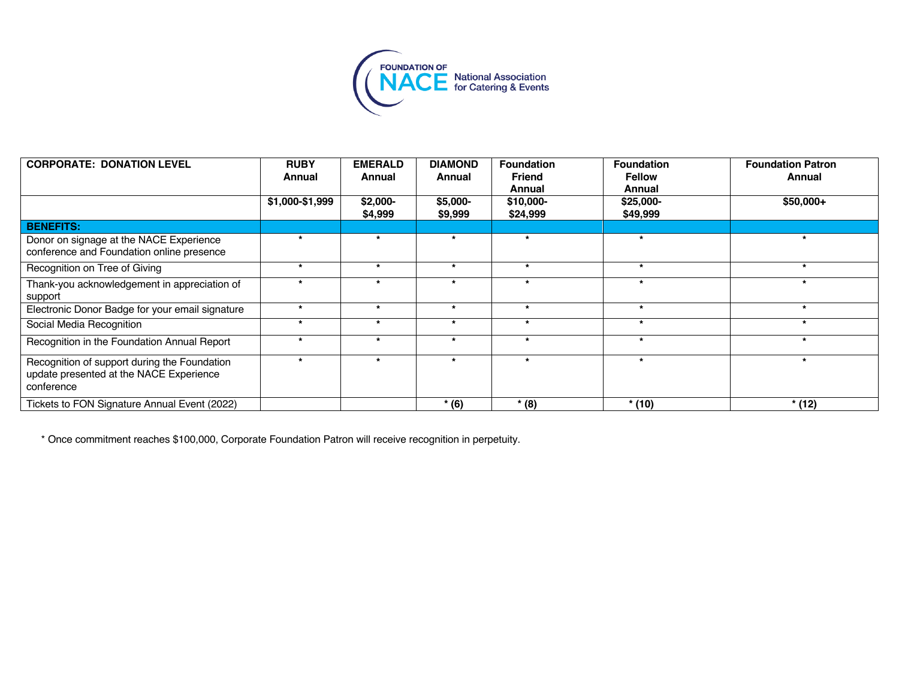FOUNDATION OF NACE National Association for Catering & Events

| CORPORATE: DONATION LEVEL | RUBY Annual | EMERALD Annual | DIAMOND Annual | Foundation Friend Annual | Foundation Fellow Annual | Foundation Patron Annual |
|---|---|---|---|---|---|---|
| | $1,000-$1,999 | $2,000-$4,999 | $5,000-$9,999 | $10,000-$24,999 | $25,000-$49,999 | $50,000+ |
| **BENEFITS:** | | | | | | |
| Donor on signage at the NACE Experience conference and Foundation online presence | * | * | * | * | * | * |
| Recognition on Tree of Giving | * | * | * | * | * | * |
| Thank-you acknowledgement in appreciation of support | * | * | * | * | * | * |
| Electronic Donor Badge for your email signature | * | * | * | * | * | * |
| Social Media Recognition | * | * | * | * | * | * |
| Recognition in the Foundation Annual Report | * | * | * | * | * | * |
| Recognition of support during the Foundation update presented at the NACE Experience conference | * | * | * | * | * | * |
| Tickets to FON Signature Annual Event (2022) | | | * (6) | * (8) | * (10) | * (12) |

* Once commitment reaches $100,000, Corporate Foundation Patron will receive recognition in perpetuity.